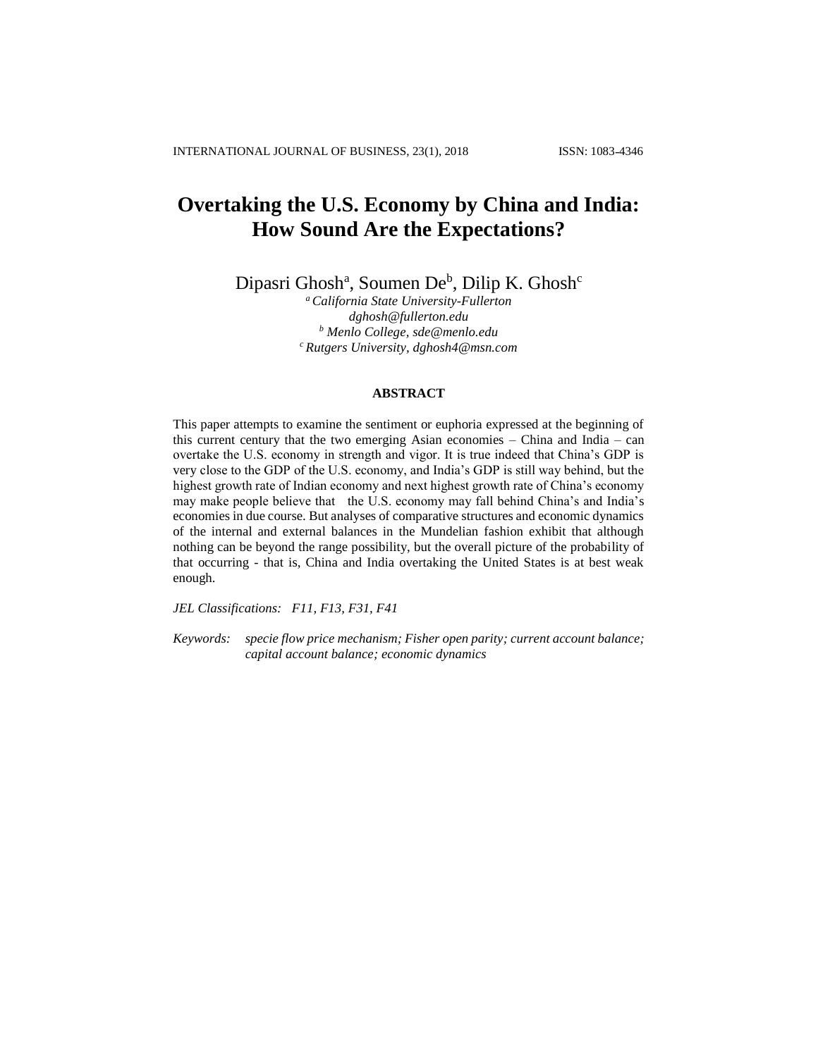# Overtaking the U.S. Economy by China and India: How Sound Are the Expectations?

Dipasri Ghosh[a], Soumen De[b], Dilip K. Ghosh[c]

[a] *California State University-Fullerton*
*dghosh@fullerton.edu*
[b] *Menlo College, sde@menlo.edu*
[c] *Rutgers University, dghosh4@msn.com*

## ABSTRACT

This paper attempts to examine the sentiment or euphoria expressed at the beginning of this current century that the two emerging Asian economies – China and India – can overtake the U.S. economy in strength and vigor. It is true indeed that China's GDP is very close to the GDP of the U.S. economy, and India's GDP is still way behind, but the highest growth rate of Indian economy and next highest growth rate of China's economy may make people believe that the U.S. economy may fall behind China's and India's economies in due course. But analyses of comparative structures and economic dynamics of the internal and external balances in the Mundelian fashion exhibit that although nothing can be beyond the range possibility, but the overall picture of the probability of that occurring - that is, China and India overtaking the United States is at best weak enough.

*JEL Classifications:* *F11, F13, F31, F41*

*Keywords:* *specie flow price mechanism; Fisher open parity; current account balance; capital account balance; economic dynamics*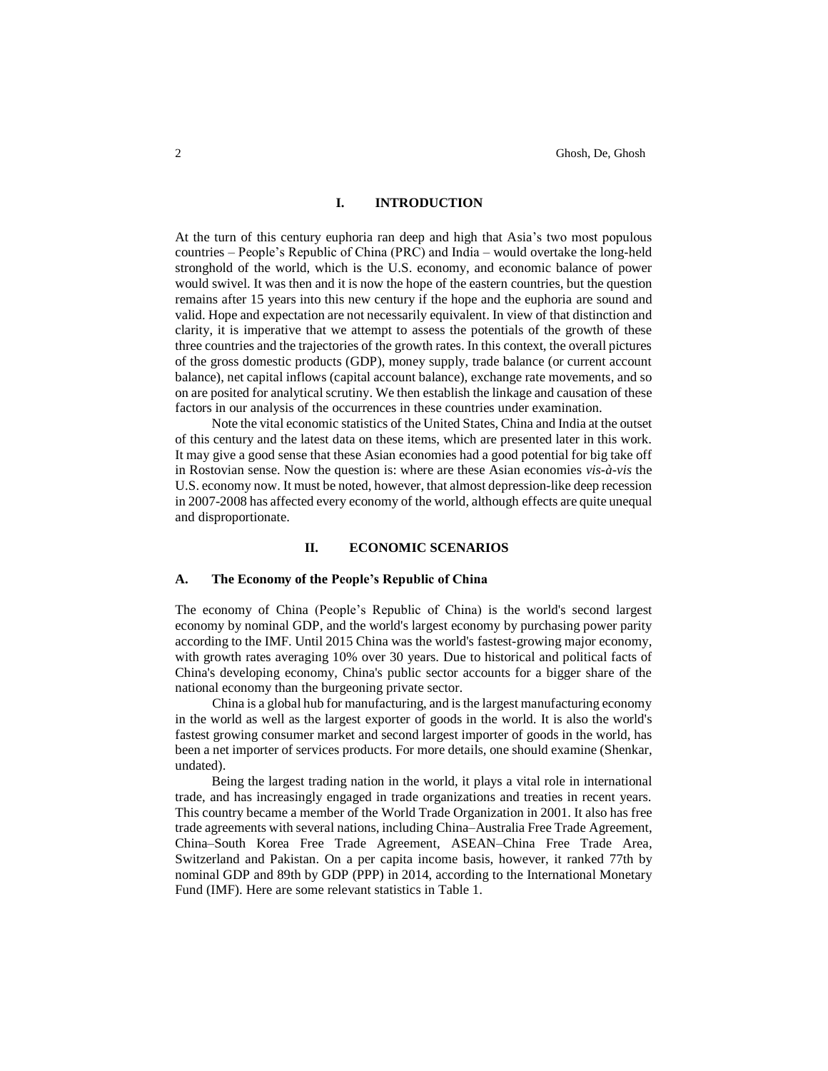## I. INTRODUCTION

At the turn of this century euphoria ran deep and high that Asia's two most populous countries – People's Republic of China (PRC) and India – would overtake the long-held stronghold of the world, which is the U.S. economy, and economic balance of power would swivel. It was then and it is now the hope of the eastern countries, but the question remains after 15 years into this new century if the hope and the euphoria are sound and valid. Hope and expectation are not necessarily equivalent. In view of that distinction and clarity, it is imperative that we attempt to assess the potentials of the growth of these three countries and the trajectories of the growth rates. In this context, the overall pictures of the gross domestic products (GDP), money supply, trade balance (or current account balance), net capital inflows (capital account balance), exchange rate movements, and so on are posited for analytical scrutiny. We then establish the linkage and causation of these factors in our analysis of the occurrences in these countries under examination.

Note the vital economic statistics of the United States, China and India at the outset of this century and the latest data on these items, which are presented later in this work. It may give a good sense that these Asian economies had a good potential for big take off in Rostovian sense. Now the question is: where are these Asian economies *vis-à-vis* the U.S. economy now. It must be noted, however, that almost depression-like deep recession in 2007-2008 has affected every economy of the world, although effects are quite unequal and disproportionate.

## II. ECONOMIC SCENARIOS

### A. The Economy of the People's Republic of China

The economy of China (People's Republic of China) is the world's second largest economy by nominal GDP, and the world's largest economy by purchasing power parity according to the IMF. Until 2015 China was the world's fastest-growing major economy, with growth rates averaging 10% over 30 years. Due to historical and political facts of China's developing economy, China's public sector accounts for a bigger share of the national economy than the burgeoning private sector.

China is a global hub for manufacturing, and is the largest manufacturing economy in the world as well as the largest exporter of goods in the world. It is also the world's fastest growing consumer market and second largest importer of goods in the world, has been a net importer of services products. For more details, one should examine (Shenkar, undated).

Being the largest trading nation in the world, it plays a vital role in international trade, and has increasingly engaged in trade organizations and treaties in recent years. This country became a member of the World Trade Organization in 2001. It also has free trade agreements with several nations, including China–Australia Free Trade Agreement, China–South Korea Free Trade Agreement, ASEAN–China Free Trade Area, Switzerland and Pakistan. On a per capita income basis, however, it ranked 77th by nominal GDP and 89th by GDP (PPP) in 2014, according to the International Monetary Fund (IMF). Here are some relevant statistics in Table 1.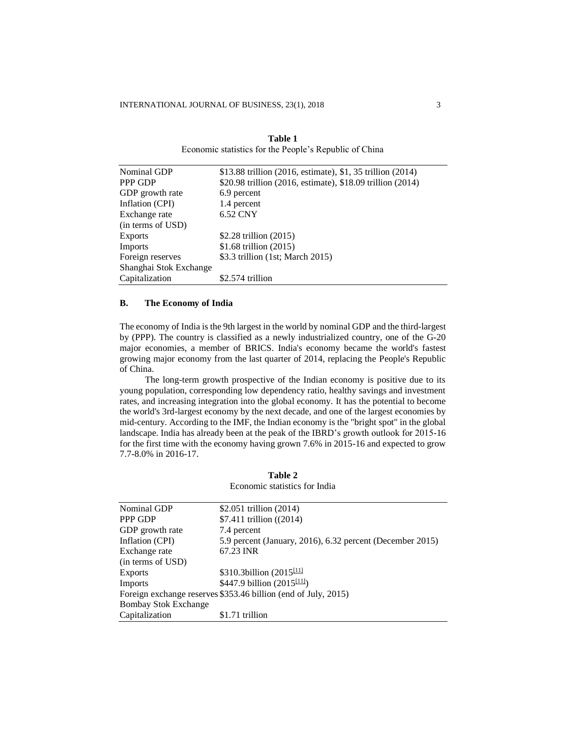**Table 1**
Economic statistics for the People's Republic of China

| | |
|---|---|
| Nominal GDP | \$13.88 trillion (2016, estimate), \$1, 35 trillion (2014) |
| PPP GDP | \$20.98 trillion (2016, estimate), \$18.09 trillion (2014) |
| GDP growth rate | 6.9 percent |
| Inflation (CPI) | 1.4 percent |
| Exchange rate (in terms of USD) | 6.52 CNY |
| Exports | \$2.28 trillion (2015) |
| Imports | \$1.68 trillion (2015) |
| Foreign reserves | \$3.3 trillion (1st; March 2015) |
| Shanghai Stok Exchange Capitalization | \$2.574 trillion |

## B. The Economy of India

The economy of India is the 9th largest in the world by nominal GDP and the third-largest by (PPP). The country is classified as a newly industrialized country, one of the G-20 major economies, a member of BRICS. India's economy became the world's fastest growing major economy from the last quarter of 2014, replacing the People's Republic of China.

The long-term growth prospective of the Indian economy is positive due to its young population, corresponding low dependency ratio, healthy savings and investment rates, and increasing integration into the global economy. It has the potential to become the world's 3rd-largest economy by the next decade, and one of the largest economies by mid-century. According to the IMF, the Indian economy is the "bright spot" in the global landscape. India has already been at the peak of the IBRD's growth outlook for 2015-16 for the first time with the economy having grown 7.6% in 2015-16 and expected to grow 7.7-8.0% in 2016-17.

**Table 2**
Economic statistics for India

| | |
|---|---|
| Nominal GDP | \$2.051 trillion (2014) |
| PPP GDP | \$7.411 trillion ((2014) |
| GDP growth rate | 7.4 percent |
| Inflation (CPI) | 5.9 percent (January, 2016), 6.32 percent (December 2015) |
| Exchange rate (in terms of USD) | 67.23 INR |
| Exports | \$310.3billion (2015[11] |
| Imports | \$447.9 billion (2015[11]) |
| Foreign exchange reserves | \$353.46 billion (end of July, 2015) |
| Bombay Stok Exchange Capitalization | \$1.71 trillion |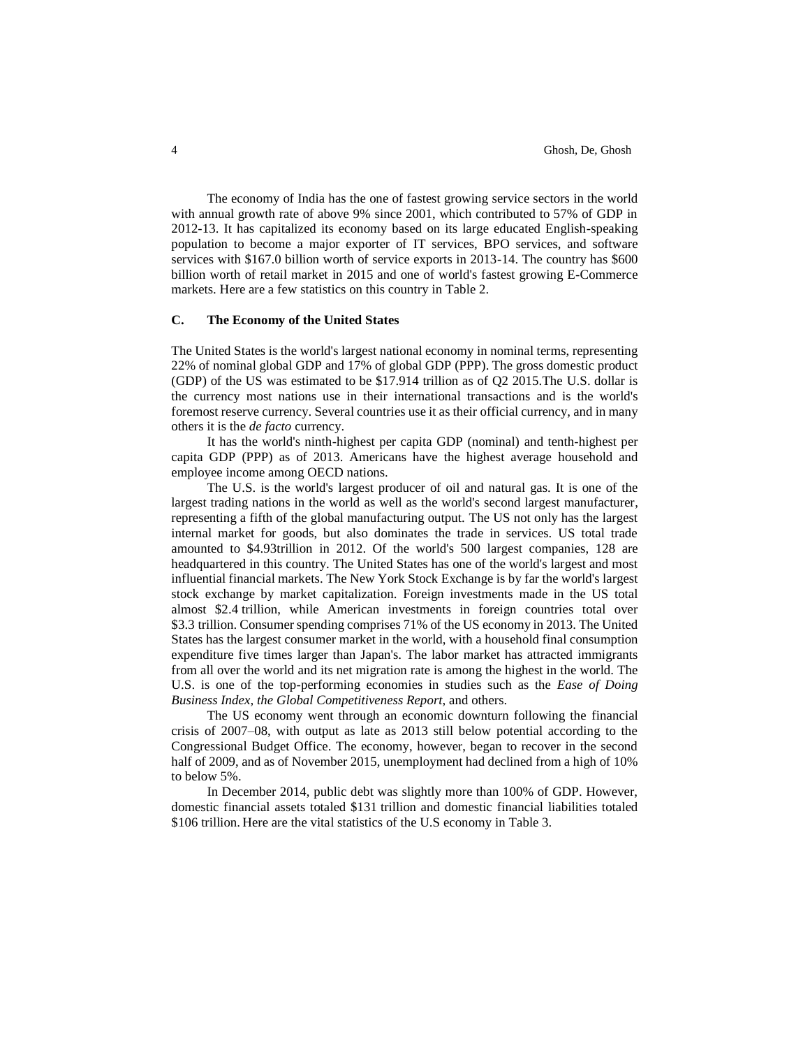The economy of India has the one of fastest growing service sectors in the world with annual growth rate of above 9% since 2001, which contributed to 57% of GDP in 2012-13. It has capitalized its economy based on its large educated English-speaking population to become a major exporter of IT services, BPO services, and software services with $167.0 billion worth of service exports in 2013-14. The country has $600 billion worth of retail market in 2015 and one of world's fastest growing E-Commerce markets. Here are a few statistics on this country in Table 2.

### C. The Economy of the United States

The United States is the world's largest national economy in nominal terms, representing 22% of nominal global GDP and 17% of global GDP (PPP). The gross domestic product (GDP) of the US was estimated to be $17.914 trillion as of Q2 2015.The U.S. dollar is the currency most nations use in their international transactions and is the world's foremost reserve currency. Several countries use it as their official currency, and in many others it is the *de facto* currency.

It has the world's ninth-highest per capita GDP (nominal) and tenth-highest per capita GDP (PPP) as of 2013. Americans have the highest average household and employee income among OECD nations.

The U.S. is the world's largest producer of oil and natural gas. It is one of the largest trading nations in the world as well as the world's second largest manufacturer, representing a fifth of the global manufacturing output. The US not only has the largest internal market for goods, but also dominates the trade in services. US total trade amounted to $4.93trillion in 2012. Of the world's 500 largest companies, 128 are headquartered in this country. The United States has one of the world's largest and most influential financial markets. The New York Stock Exchange is by far the world's largest stock exchange by market capitalization. Foreign investments made in the US total almost $2.4 trillion, while American investments in foreign countries total over $3.3 trillion. Consumer spending comprises 71% of the US economy in 2013. The United States has the largest consumer market in the world, with a household final consumption expenditure five times larger than Japan's. The labor market has attracted immigrants from all over the world and its net migration rate is among the highest in the world. The U.S. is one of the top-performing economies in studies such as the *Ease of Doing Business Index, the Global Competitiveness Report*, and others.

The US economy went through an economic downturn following the financial crisis of 2007–08, with output as late as 2013 still below potential according to the Congressional Budget Office. The economy, however, began to recover in the second half of 2009, and as of November 2015, unemployment had declined from a high of 10% to below 5%.

In December 2014, public debt was slightly more than 100% of GDP. However, domestic financial assets totaled $131 trillion and domestic financial liabilities totaled $106 trillion. Here are the vital statistics of the U.S economy in Table 3.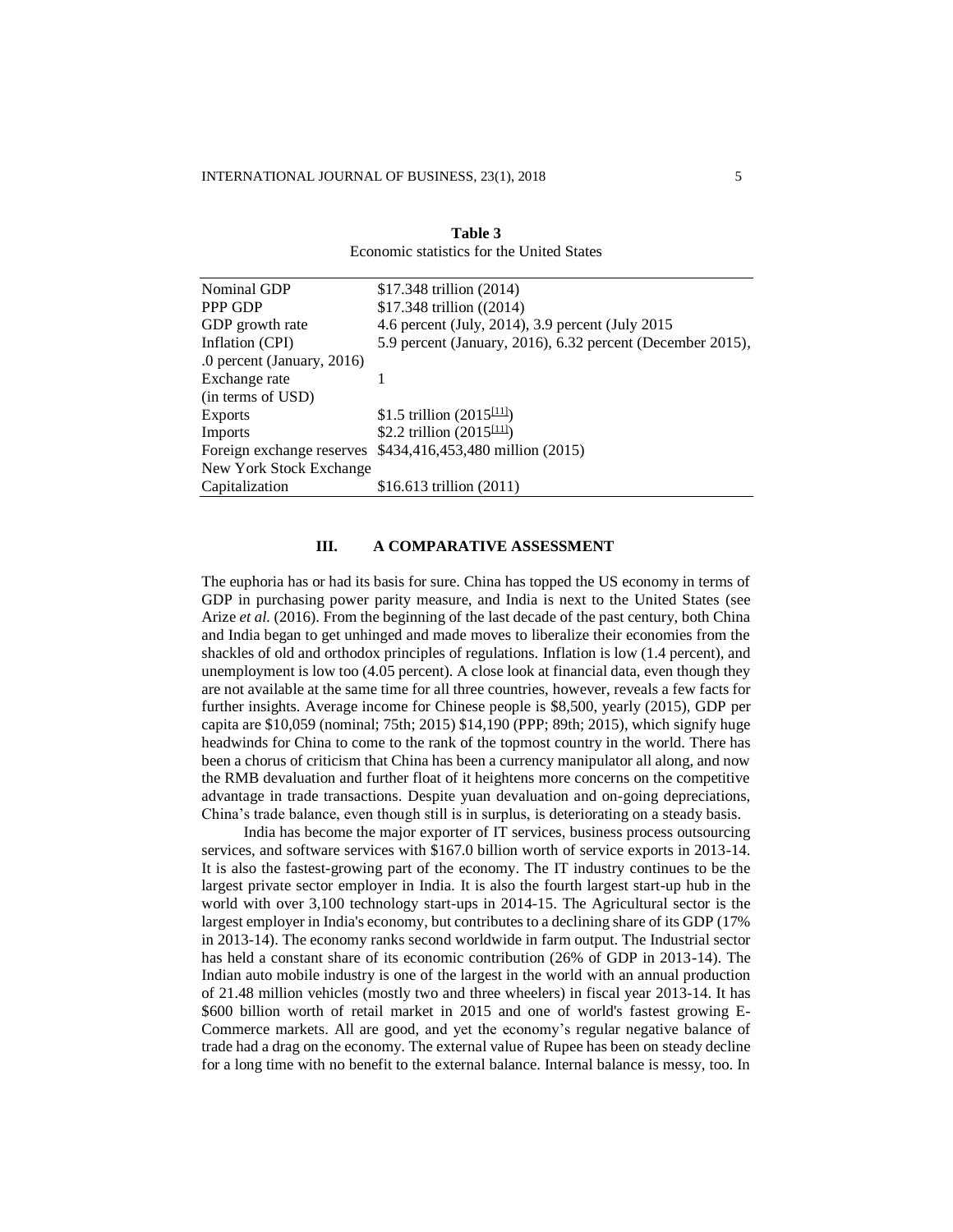**Table 3**
Economic statistics for the United States

| | |
|---|---|
| Nominal GDP | \$17.348 trillion (2014) |
| PPP GDP | \$17.348 trillion ((2014) |
| GDP growth rate | 4.6 percent (July, 2014), 3.9 percent (July 2015 |
| Inflation (CPI) | 5.9 percent (January, 2016), 6.32 percent (December 2015), |
| .0 percent (January, 2016) | |
| Exchange rate (in terms of USD) | 1 |
| Exports | \$1.5 trillion (2015[11]) |
| Imports | \$2.2 trillion (2015[11]) |
| Foreign exchange reserves | \$434,416,453,480 million (2015) |
| New York Stock Exchange Capitalization | \$16.613 trillion (2011) |

## III. A COMPARATIVE ASSESSMENT

The euphoria has or had its basis for sure. China has topped the US economy in terms of GDP in purchasing power parity measure, and India is next to the United States (see Arize *et al.* (2016). From the beginning of the last decade of the past century, both China and India began to get unhinged and made moves to liberalize their economies from the shackles of old and orthodox principles of regulations. Inflation is low (1.4 percent), and unemployment is low too (4.05 percent). A close look at financial data, even though they are not available at the same time for all three countries, however, reveals a few facts for further insights. Average income for Chinese people is \$8,500, yearly (2015), GDP per capita are \$10,059 (nominal; 75th; 2015) \$14,190 (PPP; 89th; 2015), which signify huge headwinds for China to come to the rank of the topmost country in the world. There has been a chorus of criticism that China has been a currency manipulator all along, and now the RMB devaluation and further float of it heightens more concerns on the competitive advantage in trade transactions. Despite yuan devaluation and on-going depreciations, China's trade balance, even though still is in surplus, is deteriorating on a steady basis.

India has become the major exporter of IT services, business process outsourcing services, and software services with \$167.0 billion worth of service exports in 2013-14. It is also the fastest-growing part of the economy. The IT industry continues to be the largest private sector employer in India. It is also the fourth largest start-up hub in the world with over 3,100 technology start-ups in 2014-15. The Agricultural sector is the largest employer in India's economy, but contributes to a declining share of its GDP (17% in 2013-14). The economy ranks second worldwide in farm output. The Industrial sector has held a constant share of its economic contribution (26% of GDP in 2013-14). The Indian auto mobile industry is one of the largest in the world with an annual production of 21.48 million vehicles (mostly two and three wheelers) in fiscal year 2013-14. It has \$600 billion worth of retail market in 2015 and one of world's fastest growing E-Commerce markets. All are good, and yet the economy's regular negative balance of trade had a drag on the economy. The external value of Rupee has been on steady decline for a long time with no benefit to the external balance. Internal balance is messy, too. In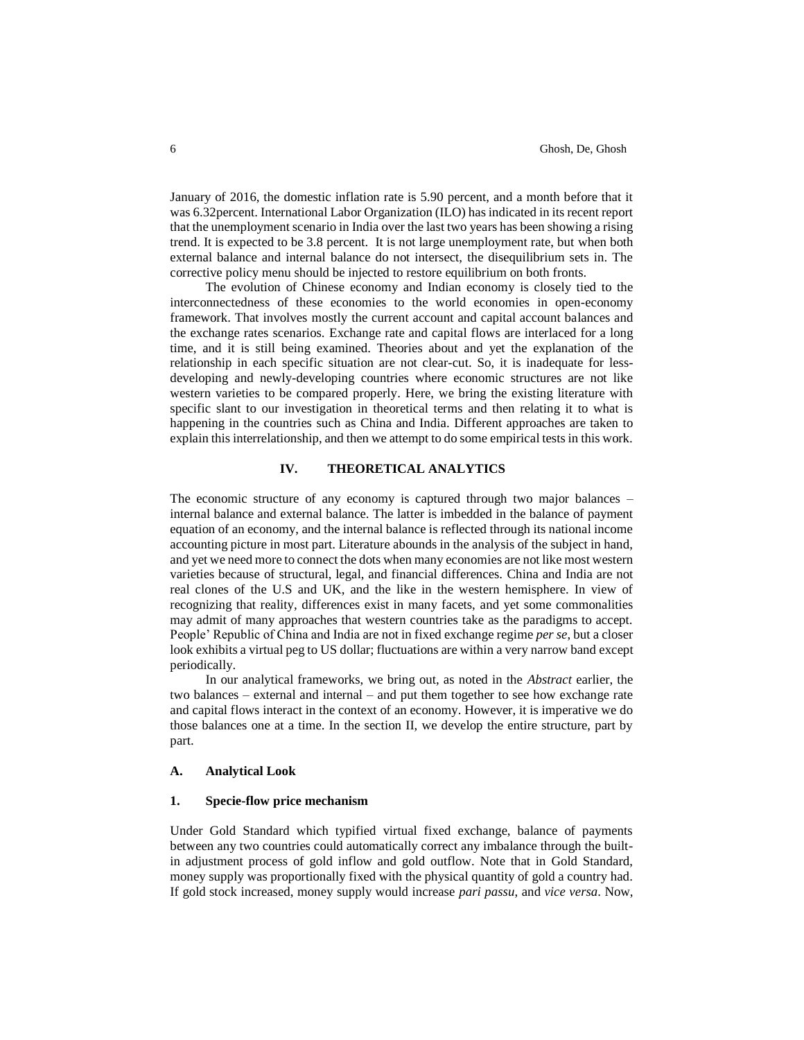January of 2016, the domestic inflation rate is 5.90 percent, and a month before that it was 6.32percent. International Labor Organization (ILO) has indicated in its recent report that the unemployment scenario in India over the last two years has been showing a rising trend. It is expected to be 3.8 percent. It is not large unemployment rate, but when both external balance and internal balance do not intersect, the disequilibrium sets in. The corrective policy menu should be injected to restore equilibrium on both fronts.

The evolution of Chinese economy and Indian economy is closely tied to the interconnectedness of these economies to the world economies in open-economy framework. That involves mostly the current account and capital account balances and the exchange rates scenarios. Exchange rate and capital flows are interlaced for a long time, and it is still being examined. Theories about and yet the explanation of the relationship in each specific situation are not clear-cut. So, it is inadequate for less-developing and newly-developing countries where economic structures are not like western varieties to be compared properly. Here, we bring the existing literature with specific slant to our investigation in theoretical terms and then relating it to what is happening in the countries such as China and India. Different approaches are taken to explain this interrelationship, and then we attempt to do some empirical tests in this work.

## IV. THEORETICAL ANALYTICS

The economic structure of any economy is captured through two major balances – internal balance and external balance. The latter is imbedded in the balance of payment equation of an economy, and the internal balance is reflected through its national income accounting picture in most part. Literature abounds in the analysis of the subject in hand, and yet we need more to connect the dots when many economies are not like most western varieties because of structural, legal, and financial differences. China and India are not real clones of the U.S and UK, and the like in the western hemisphere. In view of recognizing that reality, differences exist in many facets, and yet some commonalities may admit of many approaches that western countries take as the paradigms to accept. People' Republic of China and India are not in fixed exchange regime *per se*, but a closer look exhibits a virtual peg to US dollar; fluctuations are within a very narrow band except periodically.

In our analytical frameworks, we bring out, as noted in the *Abstract* earlier, the two balances – external and internal – and put them together to see how exchange rate and capital flows interact in the context of an economy. However, it is imperative we do those balances one at a time. In the section II, we develop the entire structure, part by part.

### A. Analytical Look

#### 1. Specie-flow price mechanism

Under Gold Standard which typified virtual fixed exchange, balance of payments between any two countries could automatically correct any imbalance through the built-in adjustment process of gold inflow and gold outflow. Note that in Gold Standard, money supply was proportionally fixed with the physical quantity of gold a country had. If gold stock increased, money supply would increase *pari passu*, and *vice versa*. Now,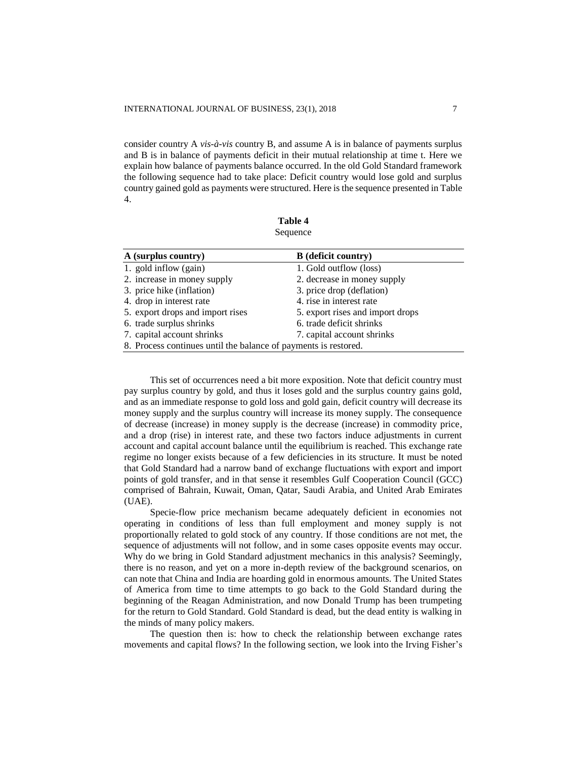consider country A *vis-à-vis* country B, and assume A is in balance of payments surplus and B is in balance of payments deficit in their mutual relationship at time t. Here we explain how balance of payments balance occurred. In the old Gold Standard framework the following sequence had to take place: Deficit country would lose gold and surplus country gained gold as payments were structured. Here is the sequence presented in Table 4.

**Table 4**
Sequence

| A (surplus country) | B (deficit country) |
|---|---|
| 1. gold inflow (gain) | 1. Gold outflow (loss) |
| 2. increase in money supply | 2. decrease in money supply |
| 3. price hike (inflation) | 3. price drop (deflation) |
| 4. drop in interest rate | 4. rise in interest rate |
| 5. export drops and import rises | 5. export rises and import drops |
| 6. trade surplus shrinks | 6. trade deficit shrinks |
| 7. capital account shrinks | 7. capital account shrinks |
| 8. Process continues until the balance of payments is restored. | |

This set of occurrences need a bit more exposition. Note that deficit country must pay surplus country by gold, and thus it loses gold and the surplus country gains gold, and as an immediate response to gold loss and gold gain, deficit country will decrease its money supply and the surplus country will increase its money supply. The consequence of decrease (increase) in money supply is the decrease (increase) in commodity price, and a drop (rise) in interest rate, and these two factors induce adjustments in current account and capital account balance until the equilibrium is reached. This exchange rate regime no longer exists because of a few deficiencies in its structure. It must be noted that Gold Standard had a narrow band of exchange fluctuations with export and import points of gold transfer, and in that sense it resembles Gulf Cooperation Council (GCC) comprised of Bahrain, Kuwait, Oman, Qatar, Saudi Arabia, and United Arab Emirates (UAE).

Specie-flow price mechanism became adequately deficient in economies not operating in conditions of less than full employment and money supply is not proportionally related to gold stock of any country. If those conditions are not met, the sequence of adjustments will not follow, and in some cases opposite events may occur. Why do we bring in Gold Standard adjustment mechanics in this analysis? Seemingly, there is no reason, and yet on a more in-depth review of the background scenarios, on can note that China and India are hoarding gold in enormous amounts. The United States of America from time to time attempts to go back to the Gold Standard during the beginning of the Reagan Administration, and now Donald Trump has been trumpeting for the return to Gold Standard. Gold Standard is dead, but the dead entity is walking in the minds of many policy makers.

The question then is: how to check the relationship between exchange rates movements and capital flows? In the following section, we look into the Irving Fisher's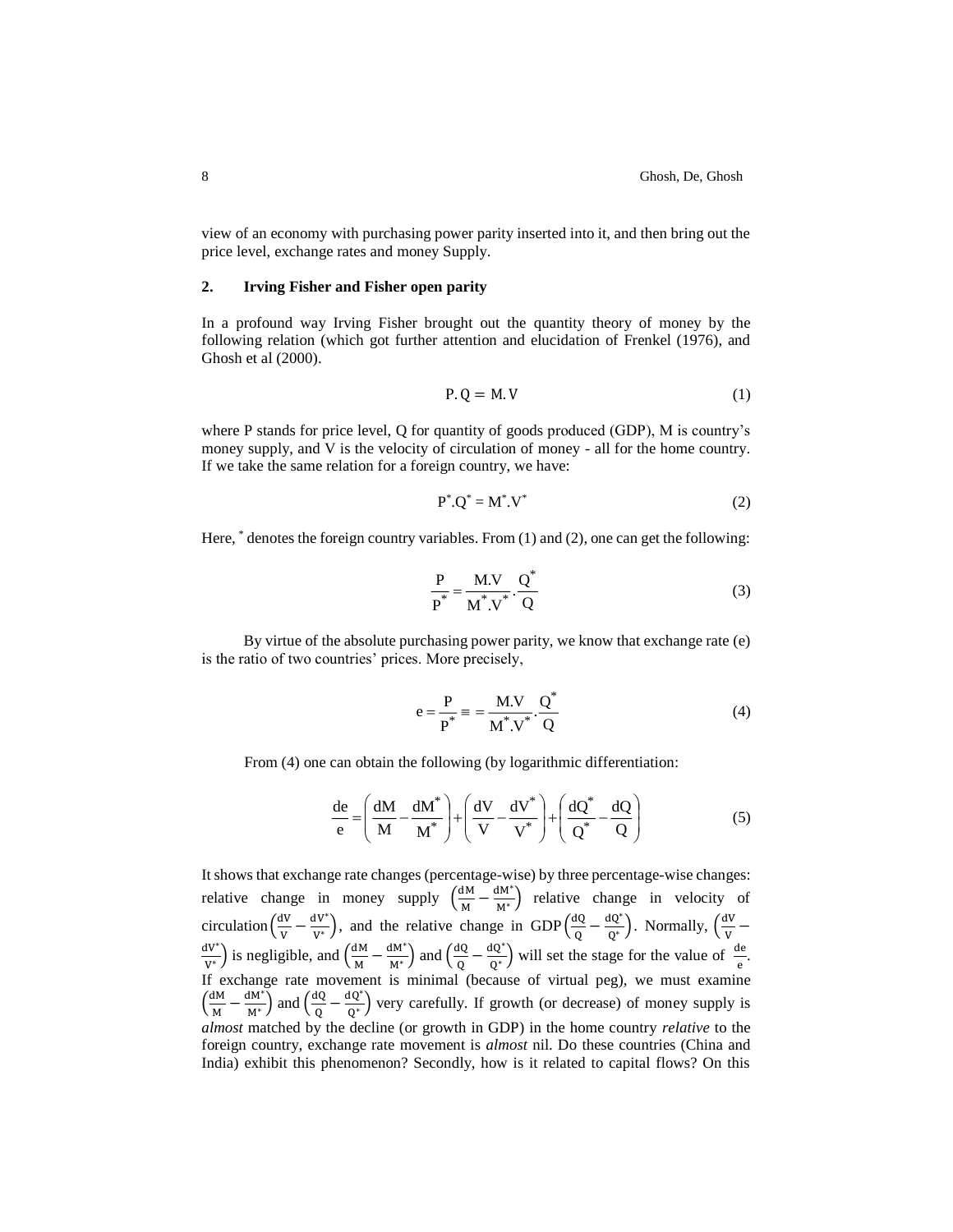view of an economy with purchasing power parity inserted into it, and then bring out the price level, exchange rates and money Supply.

## 2. Irving Fisher and Fisher open parity

In a profound way Irving Fisher brought out the quantity theory of money by the following relation (which got further attention and elucidation of Frenkel (1976), and Ghosh et al (2000).

$$P.Q = M.V \tag{1}$$

where P stands for price level, Q for quantity of goods produced (GDP), M is country's money supply, and V is the velocity of circulation of money - all for the home country. If we take the same relation for a foreign country, we have:

$$P^*.Q^* = M^*.V^* \tag{2}$$

Here, $^*$ denotes the foreign country variables. From (1) and (2), one can get the following:

$$\frac{P}{P^*} = \frac{M.V}{M^*.V^*}.\frac{Q^*}{Q} \tag{3}$$

By virtue of the absolute purchasing power parity, we know that exchange rate (e) is the ratio of two countries' prices. More precisely,

$$e = \frac{P}{P^*} \equiv = \frac{M.V}{M^*.V^*}.\frac{Q^*}{Q} \tag{4}$$

From (4) one can obtain the following (by logarithmic differentiation:

$$\frac{de}{e} = \left(\frac{dM}{M} - \frac{dM^*}{M^*}\right) + \left(\frac{dV}{V} - \frac{dV^*}{V^*}\right) + \left(\frac{dQ^*}{Q^*} - \frac{dQ}{Q}\right) \tag{5}$$

It shows that exchange rate changes (percentage-wise) by three percentage-wise changes: relative change in money supply $\left(\frac{dM}{M} - \frac{dM^*}{M^*}\right)$ relative change in velocity of circulation $\left(\frac{dV}{V} - \frac{dV^*}{V^*}\right)$, and the relative change in GDP $\left(\frac{dQ}{Q} - \frac{dQ^*}{Q^*}\right)$. Normally, $\left(\frac{dV}{V} - \frac{dV^*}{V^*}\right)$ is negligible, and $\left(\frac{dM}{M} - \frac{dM^*}{M^*}\right)$ and $\left(\frac{dQ}{Q} - \frac{dQ^*}{Q^*}\right)$ will set the stage for the value of $\frac{de}{e}$. If exchange rate movement is minimal (because of virtual peg), we must examine $\left(\frac{dM}{M} - \frac{dM^*}{M^*}\right)$ and $\left(\frac{dQ}{Q} - \frac{dQ^*}{Q^*}\right)$ very carefully. If growth (or decrease) of money supply is *almost* matched by the decline (or growth in GDP) in the home country *relative* to the foreign country, exchange rate movement is *almost* nil. Do these countries (China and India) exhibit this phenomenon? Secondly, how is it related to capital flows? On this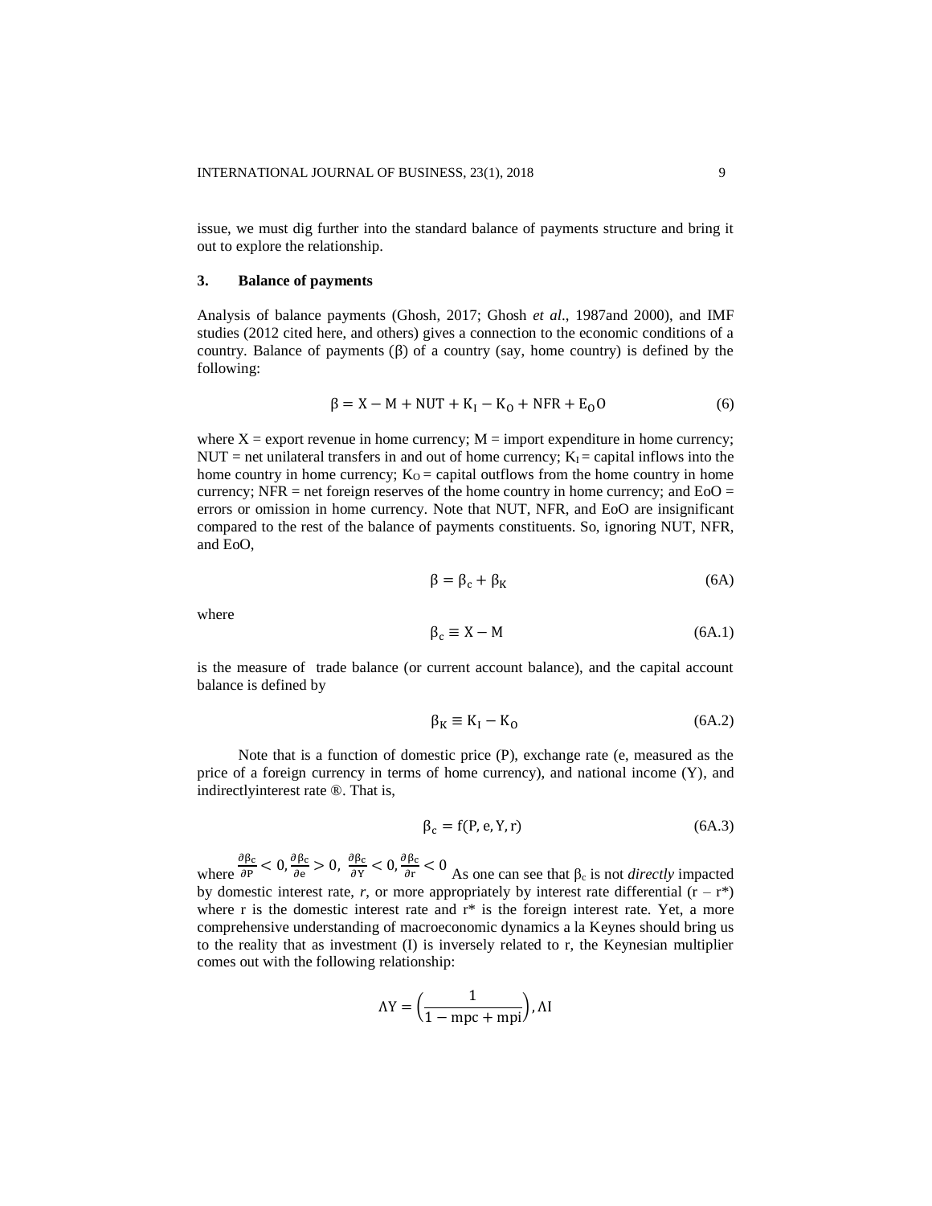issue, we must dig further into the standard balance of payments structure and bring it out to explore the relationship.

## 3. Balance of payments

Analysis of balance payments (Ghosh, 2017; Ghosh *et al*., 1987and 2000), and IMF studies (2012 cited here, and others) gives a connection to the economic conditions of a country. Balance of payments (β) of a country (say, home country) is defined by the following:

$$\beta = X - M + NUT + K_I - K_O + NFR + E_O O \tag{6}$$

where X = export revenue in home currency; M = import expenditure in home currency; NUT = net unilateral transfers in and out of home currency; $K_I$ = capital inflows into the home country in home currency; $K_O$ = capital outflows from the home country in home currency; NFR = net foreign reserves of the home country in home currency; and EoO = errors or omission in home currency. Note that NUT, NFR, and EoO are insignificant compared to the rest of the balance of payments constituents. So, ignoring NUT, NFR, and EoO,

$$\beta = \beta_c + \beta_K \tag{6A}$$

where

$$\beta_c \equiv X - M \tag{6A.1}$$

is the measure of trade balance (or current account balance), and the capital account balance is defined by

$$\beta_K \equiv K_I - K_O \tag{6A.2}$$

Note that is a function of domestic price (P), exchange rate (e, measured as the price of a foreign currency in terms of home currency), and national income (Y), and indirectlyinterest rate ®. That is,

$$\beta_c = f(P, e, Y, r) \tag{6A.3}$$

where $\frac{\partial \beta_c}{\partial P} < 0, \frac{\partial \beta_c}{\partial e} > 0, \frac{\partial \beta_c}{\partial Y} < 0, \frac{\partial \beta_c}{\partial r} < 0$ As one can see that $\beta_c$ is not *directly* impacted by domestic interest rate, *r*, or more appropriately by interest rate differential $(r - r^*)$ where r is the domestic interest rate and $r^*$ is the foreign interest rate. Yet, a more comprehensive understanding of macroeconomic dynamics a la Keynes should bring us to the reality that as investment (I) is inversely related to r, the Keynesian multiplier comes out with the following relationship:

$$\Lambda Y = \left(\frac{1}{1 - mpc + mpi}\right), \Lambda I$$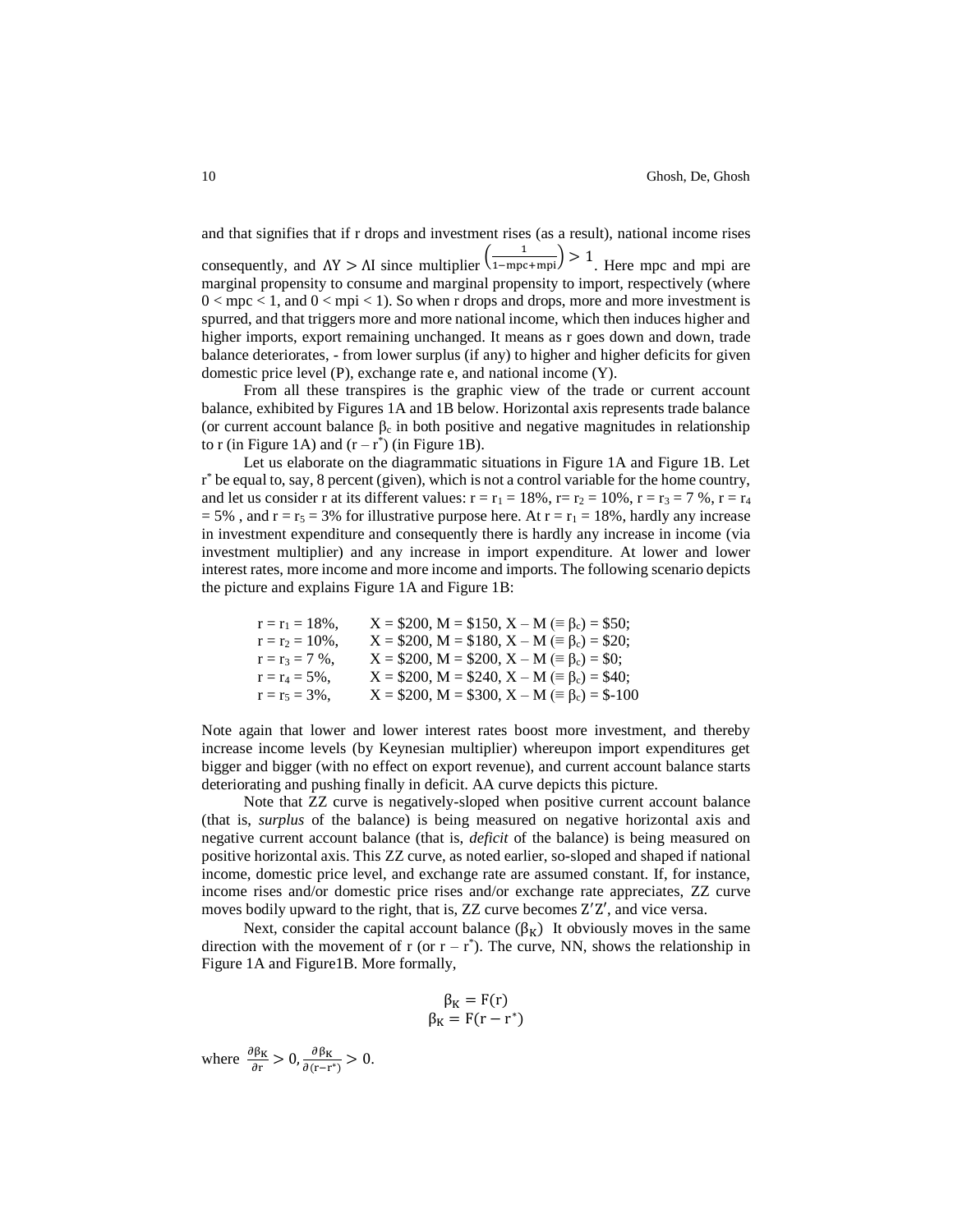and that signifies that if r drops and investment rises (as a result), national income rises consequently, and $\Lambda Y > \Lambda I$ since multiplier $\left(\frac{1}{1-\text{mpc}+\text{mpi}}\right) > 1$. Here mpc and mpi are marginal propensity to consume and marginal propensity to import, respectively (where $0 < \text{mpc} < 1$, and $0 < \text{mpi} < 1$). So when r drops and drops, more and more investment is spurred, and that triggers more and more national income, which then induces higher and higher imports, export remaining unchanged. It means as r goes down and down, trade balance deteriorates, - from lower surplus (if any) to higher and higher deficits for given domestic price level (P), exchange rate e, and national income (Y).

From all these transpires is the graphic view of the trade or current account balance, exhibited by Figures 1A and 1B below. Horizontal axis represents trade balance (or current account balance $\beta_c$ in both positive and negative magnitudes in relationship to r (in Figure 1A) and $(r - r^*)$ (in Figure 1B).

Let us elaborate on the diagrammatic situations in Figure 1A and Figure 1B. Let $r^*$ be equal to, say, 8 percent (given), which is not a control variable for the home country, and let us consider r at its different values: $r = r_1 = 18\%$, $r = r_2 = 10\%$, $r = r_3 = 7\%$, $r = r_4 = 5\%$, and $r = r_5 = 3\%$ for illustrative purpose here. At $r = r_1 = 18\%$, hardly any increase in investment expenditure and consequently there is hardly any increase in income (via investment multiplier) and any increase in import expenditure. At lower and lower interest rates, more income and more income and imports. The following scenario depicts the picture and explains Figure 1A and Figure 1B:

$r = r_1 = 18\%$, X = \$200, M = \$150, X – M ($\equiv \beta_c$) = \$50;
$r = r_2 = 10\%$, X = \$200, M = \$180, X – M ($\equiv \beta_c$) = \$20;
$r = r_3 = 7\%$, X = \$200, M = \$200, X – M ($\equiv \beta_c$) = \$0;
$r = r_4 = 5\%$, X = \$200, M = \$240, X – M ($\equiv \beta_c$) = \$40;
$r = r_5 = 3\%$, X = \$200, M = \$300, X – M ($\equiv \beta_c$) = \$-100

Note again that lower and lower interest rates boost more investment, and thereby increase income levels (by Keynesian multiplier) whereupon import expenditures get bigger and bigger (with no effect on export revenue), and current account balance starts deteriorating and pushing finally in deficit. AA curve depicts this picture.

Note that ZZ curve is negatively-sloped when positive current account balance (that is, *surplus* of the balance) is being measured on negative horizontal axis and negative current account balance (that is, *deficit* of the balance) is being measured on positive horizontal axis. This ZZ curve, as noted earlier, so-sloped and shaped if national income, domestic price level, and exchange rate are assumed constant. If, for instance, income rises and/or domestic price rises and/or exchange rate appreciates, ZZ curve moves bodily upward to the right, that is, ZZ curve becomes $Z'Z'$, and vice versa.

Next, consider the capital account balance $(\beta_K)$ It obviously moves in the same direction with the movement of r (or $r - r^*$). The curve, NN, shows the relationship in Figure 1A and Figure1B. More formally,

$$\beta_K = F(r)$$
$$\beta_K = F(r - r^*)$$

where $\frac{\partial \beta_K}{\partial r} > 0, \frac{\partial \beta_K}{\partial (r - r^*)} > 0.$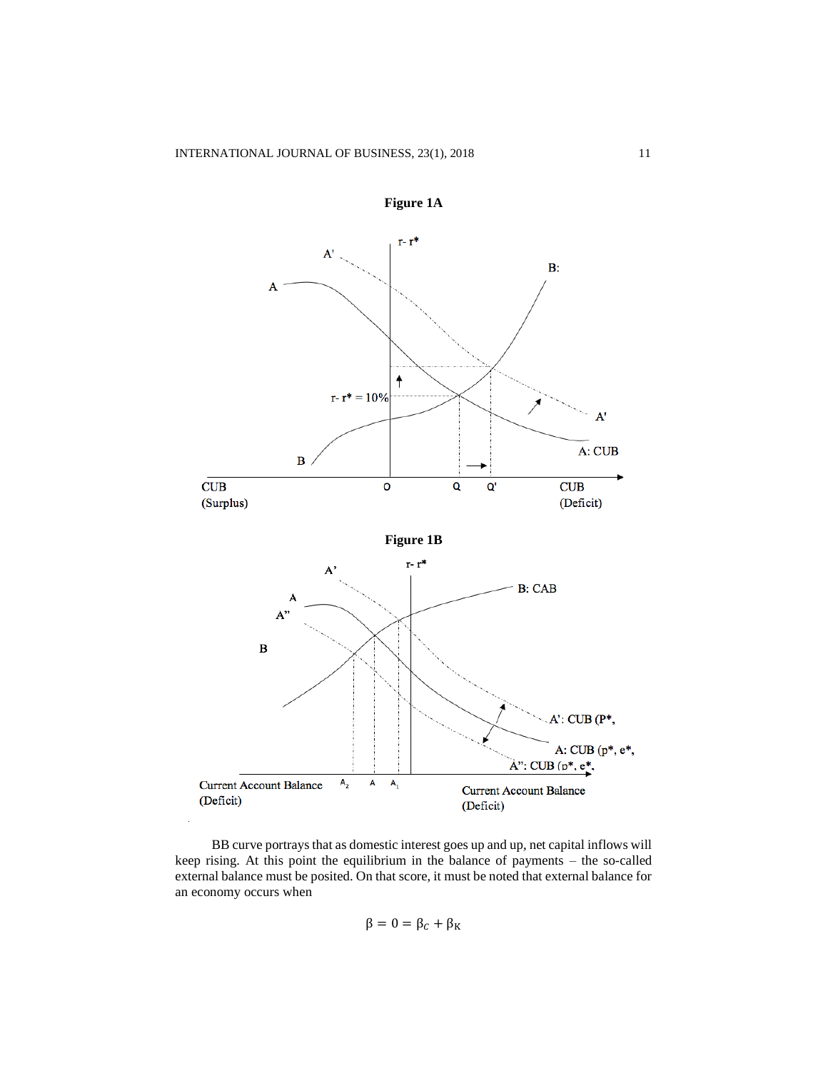**Figure 1A**

**Figure 1B**

BB curve portrays that as domestic interest goes up and up, net capital inflows will keep rising. At this point the equilibrium in the balance of payments – the so-called external balance must be posited. On that score, it must be noted that external balance for an economy occurs when

$$\beta = 0 = \beta_C + \beta_K$$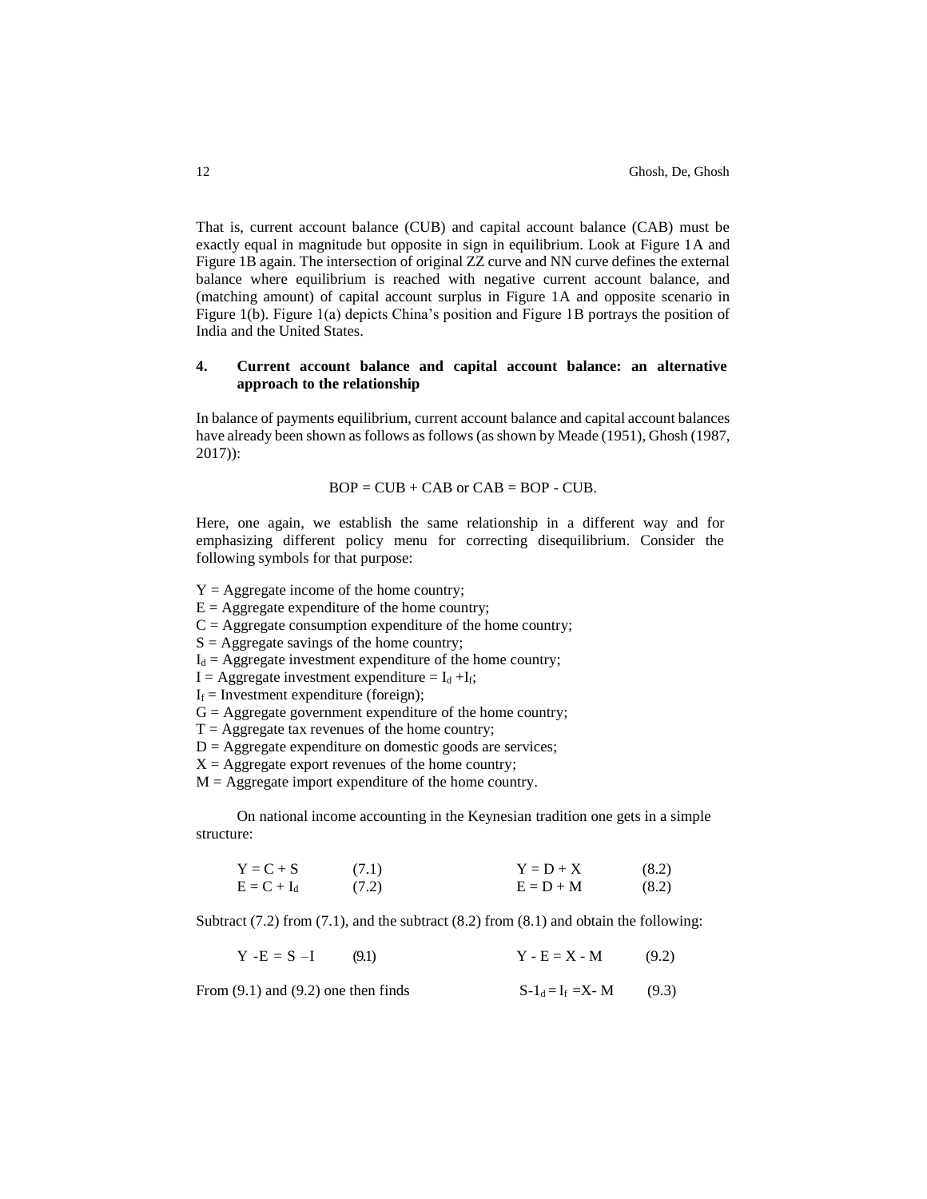That is, current account balance (CUB) and capital account balance (CAB) must be exactly equal in magnitude but opposite in sign in equilibrium. Look at Figure 1A and Figure 1B again. The intersection of original ZZ curve and NN curve defines the external balance where equilibrium is reached with negative current account balance, and (matching amount) of capital account surplus in Figure 1A and opposite scenario in Figure 1(b). Figure 1(a) depicts China's position and Figure 1B portrays the position of India and the United States.

## 4. Current account balance and capital account balance: an alternative approach to the relationship

In balance of payments equilibrium, current account balance and capital account balances have already been shown as follows as follows (as shown by Meade (1951), Ghosh (1987, 2017)):

$$BOP = CUB + CAB \text{ or } CAB = BOP - CUB.$$

Here, one again, we establish the same relationship in a different way and for emphasizing different policy menu for correcting disequilibrium. Consider the following symbols for that purpose:

$Y$ = Aggregate income of the home country;
$E$ = Aggregate expenditure of the home country;
$C$ = Aggregate consumption expenditure of the home country;
$S$ = Aggregate savings of the home country;
$I_d$ = Aggregate investment expenditure of the home country;
$I$ = Aggregate investment expenditure = $I_d + I_f$;
$I_f$ = Investment expenditure (foreign);
$G$ = Aggregate government expenditure of the home country;
$T$ = Aggregate tax revenues of the home country;
$D$ = Aggregate expenditure on domestic goods are services;
$X$ = Aggregate export revenues of the home country;
$M$ = Aggregate import expenditure of the home country.

On national income accounting in the Keynesian tradition one gets in a simple structure:

$$Y = C + S \quad (7.1) \qquad\qquad Y = D + X \quad (8.2)$$
$$E = C + I_d \quad (7.2) \qquad\qquad E = D + M \quad (8.2)$$

Subtract (7.2) from (7.1), and the subtract (8.2) from (8.1) and obtain the following:

$$Y - E = S - I \quad (9.1) \qquad\qquad Y - E = X - M \quad (9.2)$$

From (9.1) and (9.2) one then finds $\qquad S - 1_d = I_f = X - M \quad (9.3)$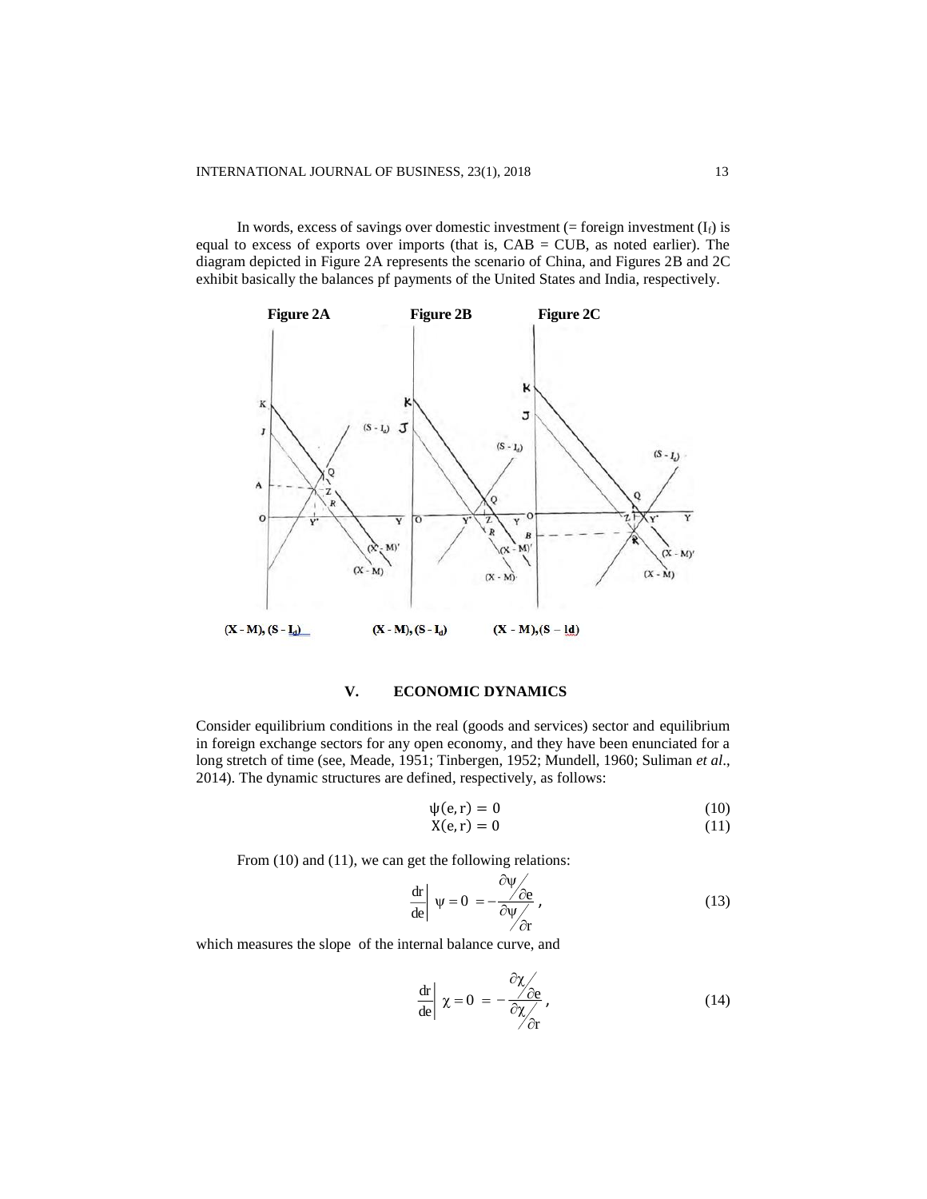In words, excess of savings over domestic investment (= foreign investment ($I_f$) is equal to excess of exports over imports (that is, CAB = CUB, as noted earlier). The diagram depicted in Figure 2A represents the scenario of China, and Figures 2B and 2C exhibit basically the balances pf payments of the United States and India, respectively.

**Figure 2A** **Figure 2B** **Figure 2C**

(X - M), (S - $I_d$) (X - M), (S - $I_d$) (X - M), (S – Id)

## V. ECONOMIC DYNAMICS

Consider equilibrium conditions in the real (goods and services) sector and equilibrium in foreign exchange sectors for any open economy, and they have been enunciated for a long stretch of time (see, Meade, 1951; Tinbergen, 1952; Mundell, 1960; Suliman *et al*., 2014). The dynamic structures are defined, respectively, as follows:

$$\psi(e, r) = 0 \tag{10}$$

$$X(e, r) = 0 \tag{11}$$

From (10) and (11), we can get the following relations:

$$\left.\frac{dr}{de}\right| \psi = 0 = -\frac{\partial\psi/\partial e}{\partial\psi/\partial r}, \tag{13}$$

which measures the slope of the internal balance curve, and

$$\left.\frac{dr}{de}\right| \chi = 0 = -\frac{\partial\chi/\partial e}{\partial\chi/\partial r}, \tag{14}$$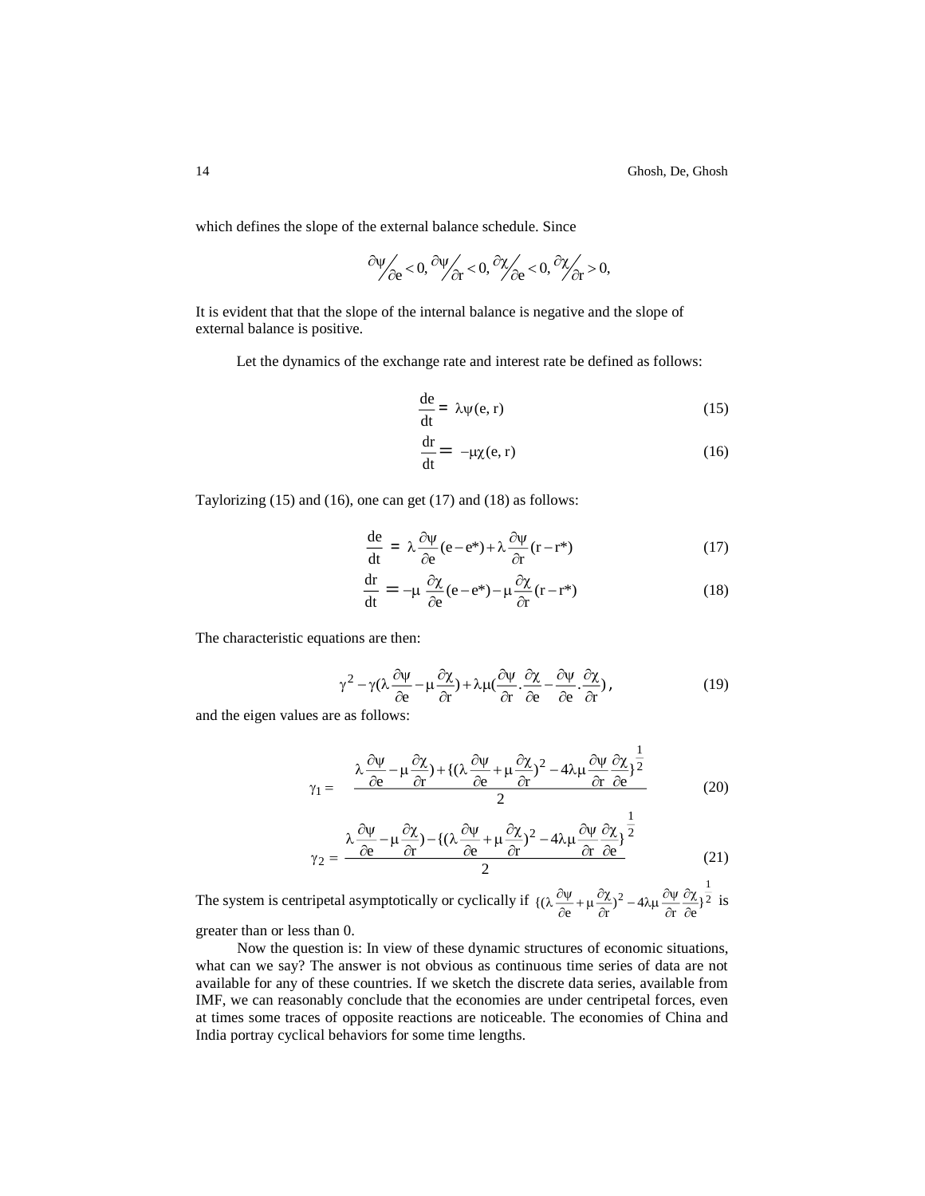which defines the slope of the external balance schedule. Since

$$\partial\psi/\partial e < 0,\ \partial\psi/\partial r < 0,\ \partial\chi/\partial e < 0,\ \partial\chi/\partial r > 0,$$

It is evident that that the slope of the internal balance is negative and the slope of external balance is positive.

Let the dynamics of the exchange rate and interest rate be defined as follows:

$$\frac{de}{dt} = \lambda\psi(e, r) \tag{15}$$

$$\frac{dr}{dt} = -\mu\chi(e, r) \tag{16}$$

Taylorizing (15) and (16), one can get (17) and (18) as follows:

$$\frac{de}{dt} = \lambda\frac{\partial\psi}{\partial e}(e - e^*) + \lambda\frac{\partial\psi}{\partial r}(r - r^*) \tag{17}$$

$$\frac{dr}{dt} = -\mu\frac{\partial\chi}{\partial e}(e - e^*) - \mu\frac{\partial\chi}{\partial r}(r - r^*) \tag{18}$$

The characteristic equations are then:

$$\gamma^2 - \gamma(\lambda\frac{\partial\psi}{\partial e} - \mu\frac{\partial\chi}{\partial r}) + \lambda\mu(\frac{\partial\psi}{\partial r}.\frac{\partial\chi}{\partial e} - \frac{\partial\psi}{\partial e}.\frac{\partial\chi}{\partial r}), \tag{19}$$

and the eigen values are as follows:

$$\gamma_1 = \frac{\lambda\frac{\partial\psi}{\partial e} - \mu\frac{\partial\chi}{\partial r}) + \{(\lambda\frac{\partial\psi}{\partial e} + \mu\frac{\partial\chi}{\partial r})^2 - 4\lambda\mu\frac{\partial\psi}{\partial r}\frac{\partial\chi}{\partial e}\}^{\frac{1}{2}}}{2} \tag{20}$$

$$\gamma_2 = \frac{\lambda\frac{\partial\psi}{\partial e} - \mu\frac{\partial\chi}{\partial r}) - \{(\lambda\frac{\partial\psi}{\partial e} + \mu\frac{\partial\chi}{\partial r})^2 - 4\lambda\mu\frac{\partial\psi}{\partial r}\frac{\partial\chi}{\partial e}\}^{\frac{1}{2}}}{2} \tag{21}$$

The system is centripetal asymptotically or cyclically if $\{(\lambda\frac{\partial\psi}{\partial e} + \mu\frac{\partial\chi}{\partial r})^2 - 4\lambda\mu\frac{\partial\psi}{\partial r}\frac{\partial\chi}{\partial e}\}^{\frac{1}{2}}$ is greater than or less than 0.

Now the question is: In view of these dynamic structures of economic situations, what can we say? The answer is not obvious as continuous time series of data are not available for any of these countries. If we sketch the discrete data series, available from IMF, we can reasonably conclude that the economies are under centripetal forces, even at times some traces of opposite reactions are noticeable. The economies of China and India portray cyclical behaviors for some time lengths.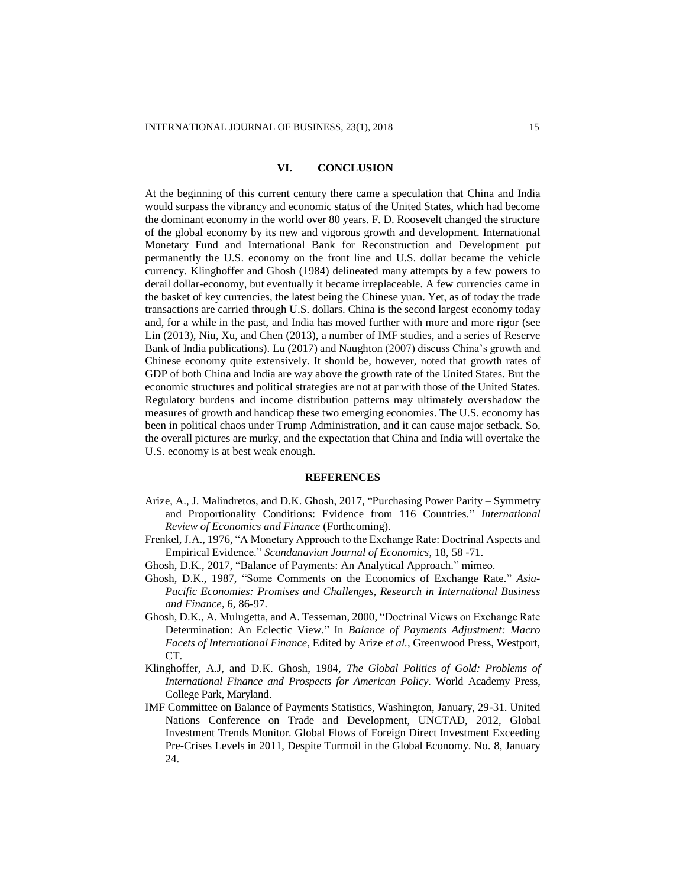## VI. CONCLUSION

At the beginning of this current century there came a speculation that China and India would surpass the vibrancy and economic status of the United States, which had become the dominant economy in the world over 80 years. F. D. Roosevelt changed the structure of the global economy by its new and vigorous growth and development. International Monetary Fund and International Bank for Reconstruction and Development put permanently the U.S. economy on the front line and U.S. dollar became the vehicle currency. Klinghoffer and Ghosh (1984) delineated many attempts by a few powers to derail dollar-economy, but eventually it became irreplaceable. A few currencies came in the basket of key currencies, the latest being the Chinese yuan. Yet, as of today the trade transactions are carried through U.S. dollars. China is the second largest economy today and, for a while in the past, and India has moved further with more and more rigor (see Lin (2013), Niu, Xu, and Chen (2013), a number of IMF studies, and a series of Reserve Bank of India publications). Lu (2017) and Naughton (2007) discuss China's growth and Chinese economy quite extensively. It should be, however, noted that growth rates of GDP of both China and India are way above the growth rate of the United States. But the economic structures and political strategies are not at par with those of the United States. Regulatory burdens and income distribution patterns may ultimately overshadow the measures of growth and handicap these two emerging economies. The U.S. economy has been in political chaos under Trump Administration, and it can cause major setback. So, the overall pictures are murky, and the expectation that China and India will overtake the U.S. economy is at best weak enough.

## REFERENCES

Arize, A., J. Malindretos, and D.K. Ghosh, 2017, "Purchasing Power Parity – Symmetry and Proportionality Conditions: Evidence from 116 Countries." *International Review of Economics and Finance* (Forthcoming).

Frenkel, J.A., 1976, "A Monetary Approach to the Exchange Rate: Doctrinal Aspects and Empirical Evidence." *Scandanavian Journal of Economics*, 18, 58 -71.

Ghosh, D.K., 2017, "Balance of Payments: An Analytical Approach." mimeo.

Ghosh, D.K., 1987, "Some Comments on the Economics of Exchange Rate." *Asia-Pacific Economies: Promises and Challenges, Research in International Business and Finance*, 6, 86-97.

Ghosh, D.K., A. Mulugetta, and A. Tesseman, 2000, "Doctrinal Views on Exchange Rate Determination: An Eclectic View." In *Balance of Payments Adjustment: Macro Facets of International Finance*, Edited by Arize *et al.*, Greenwood Press, Westport, CT.

Klinghoffer, A.J, and D.K. Ghosh, 1984, *The Global Politics of Gold: Problems of International Finance and Prospects for American Policy*. World Academy Press, College Park, Maryland.

IMF Committee on Balance of Payments Statistics, Washington, January, 29-31. United Nations Conference on Trade and Development, UNCTAD, 2012, Global Investment Trends Monitor. Global Flows of Foreign Direct Investment Exceeding Pre-Crises Levels in 2011, Despite Turmoil in the Global Economy. No. 8, January 24.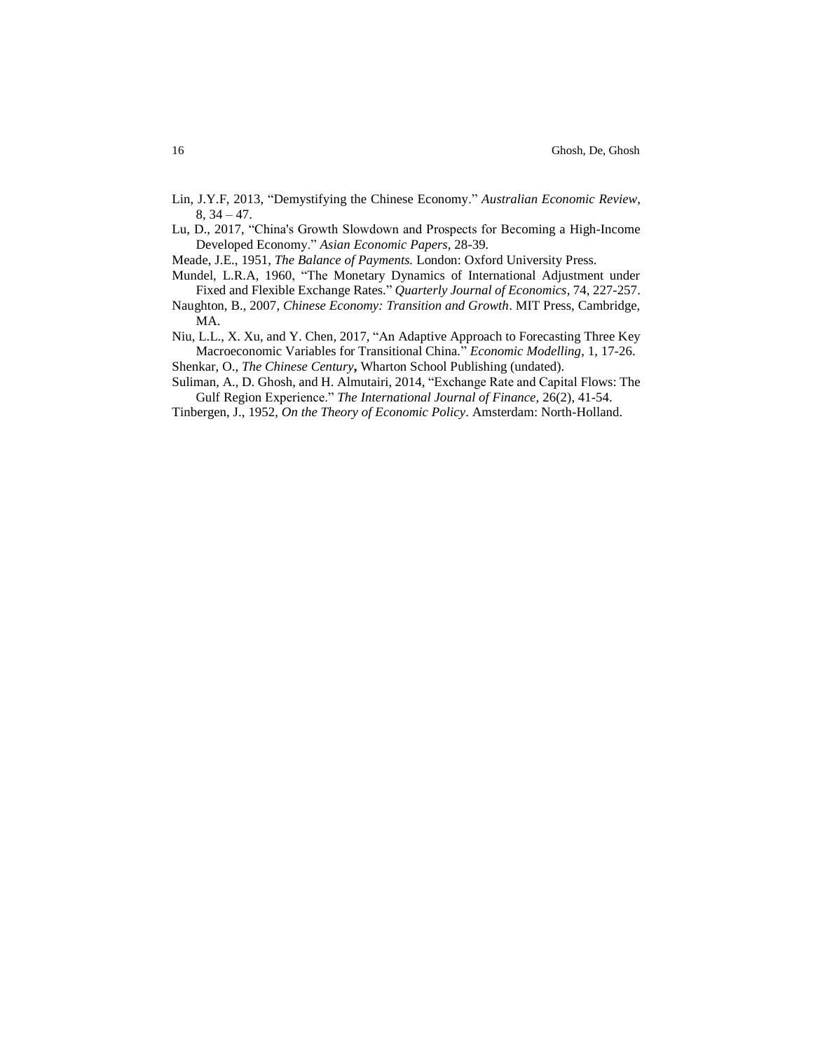Lin, J.Y.F, 2013, "Demystifying the Chinese Economy." *Australian Economic Review*, 8, 34 – 47.

Lu, D., 2017, "China's Growth Slowdown and Prospects for Becoming a High-Income Developed Economy." *Asian Economic Papers*, 28-39.

Meade, J.E., 1951, *The Balance of Payments.* London: Oxford University Press.

Mundel, L.R.A, 1960, "The Monetary Dynamics of International Adjustment under Fixed and Flexible Exchange Rates." *Quarterly Journal of Economics*, 74, 227-257.

Naughton, B., 2007, *Chinese Economy: Transition and Growth*. MIT Press, Cambridge, MA.

Niu, L.L., X. Xu, and Y. Chen, 2017, "An Adaptive Approach to Forecasting Three Key Macroeconomic Variables for Transitional China." *Economic Modelling*, 1, 17-26.

Shenkar, O., *The Chinese Century***,** Wharton School Publishing (undated).

Suliman, A., D. Ghosh, and H. Almutairi, 2014, "Exchange Rate and Capital Flows: The Gulf Region Experience." *The International Journal of Finance,* 26(2), 41-54.

Tinbergen, J., 1952, *On the Theory of Economic Policy*. Amsterdam: North-Holland.